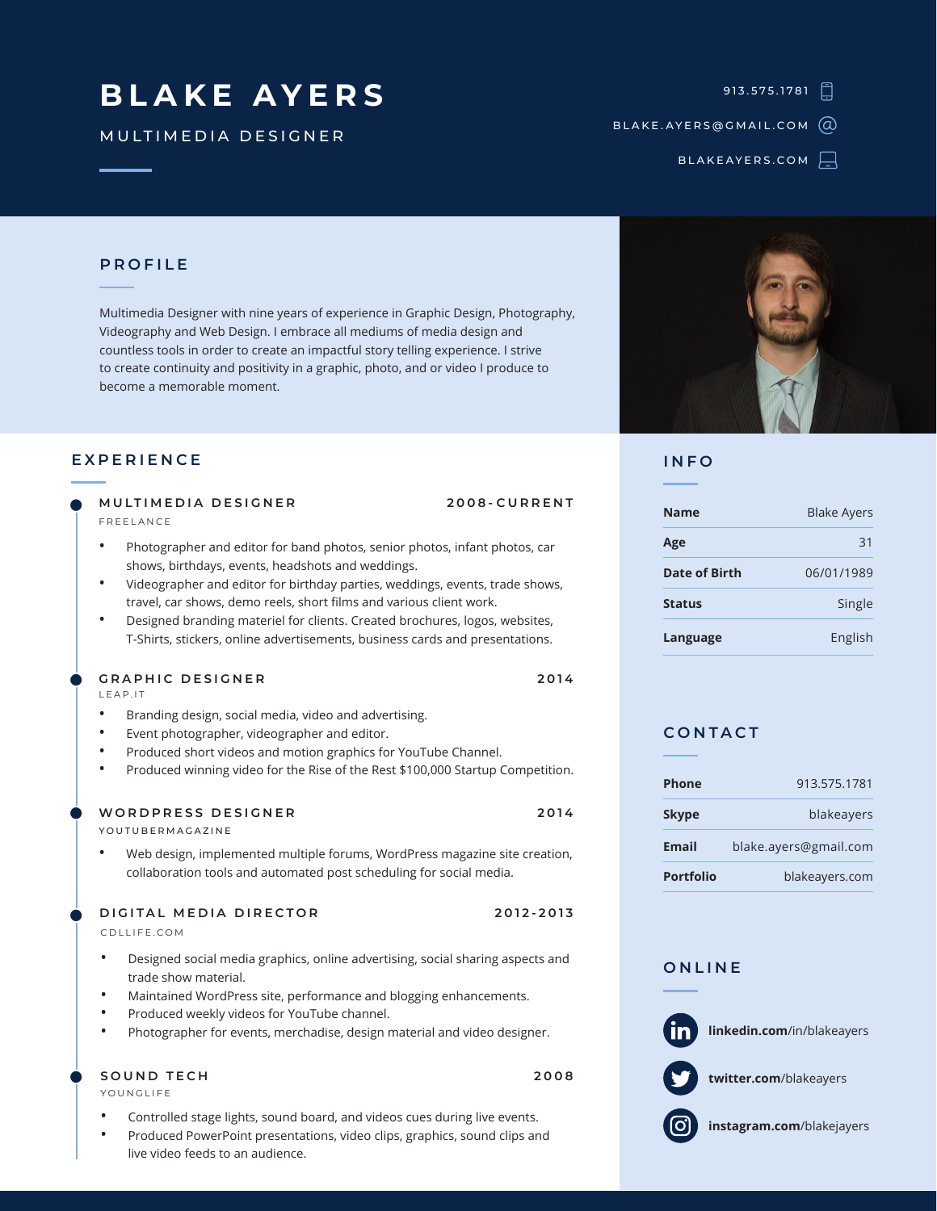# BLAKE AYERS

MULTIMEDIA DESIGNER

913.575.1781

BLAKE.AYERS@GMAIL.COM

BLAKEAYERS.COM

## PROFILE

Multimedia Designer with nine years of experience in Graphic Design, Photography, Videography and Web Design. I embrace all mediums of media design and countless tools in order to create an impactful story telling experience. I strive to create continuity and positivity in a graphic, photo, and or video I produce to become a memorable moment.

## EXPERIENCE

### MULTIMEDIA DESIGNER — 2008-CURRENT

FREELANCE

- Photographer and editor for band photos, senior photos, infant photos, car shows, birthdays, events, headshots and weddings.
- Videographer and editor for birthday parties, weddings, events, trade shows, travel, car shows, demo reels, short films and various client work.
- Designed branding materiel for clients. Created brochures, logos, websites, T-Shirts, stickers, online advertisements, business cards and presentations.

### GRAPHIC DESIGNER — 2014

LEAP.IT

- Branding design, social media, video and advertising.
- Event photographer, videographer and editor.
- Produced short videos and motion graphics for YouTube Channel.
- Produced winning video for the Rise of the Rest $100,000 Startup Competition.

### WORDPRESS DESIGNER — 2014

YOUTUBERMAGAZINE

- Web design, implemented multiple forums, WordPress magazine site creation, collaboration tools and automated post scheduling for social media.

### DIGITAL MEDIA DIRECTOR — 2012-2013

CDLLIFE.COM

- Designed social media graphics, online advertising, social sharing aspects and trade show material.
- Maintained WordPress site, performance and blogging enhancements.
- Produced weekly videos for YouTube channel.
- Photographer for events, merchadise, design material and video designer.

### SOUND TECH — 2008

YOUNGLIFE

- Controlled stage lights, sound board, and videos cues during live events.
- Produced PowerPoint presentations, video clips, graphics, sound clips and live video feeds to an audience.

## INFO

| | |
|---|---|
| **Name** | Blake Ayers |
| **Age** | 31 |
| **Date of Birth** | 06/01/1989 |
| **Status** | Single |
| **Language** | English |

## CONTACT

| | |
|---|---|
| **Phone** | 913.575.1781 |
| **Skype** | blakeayers |
| **Email** | blake.ayers@gmail.com |
| **Portfolio** | blakeayers.com |

## ONLINE

**linkedin.com**/in/blakeayers

**twitter.com**/blakeayers

**instagram.com**/blakejayers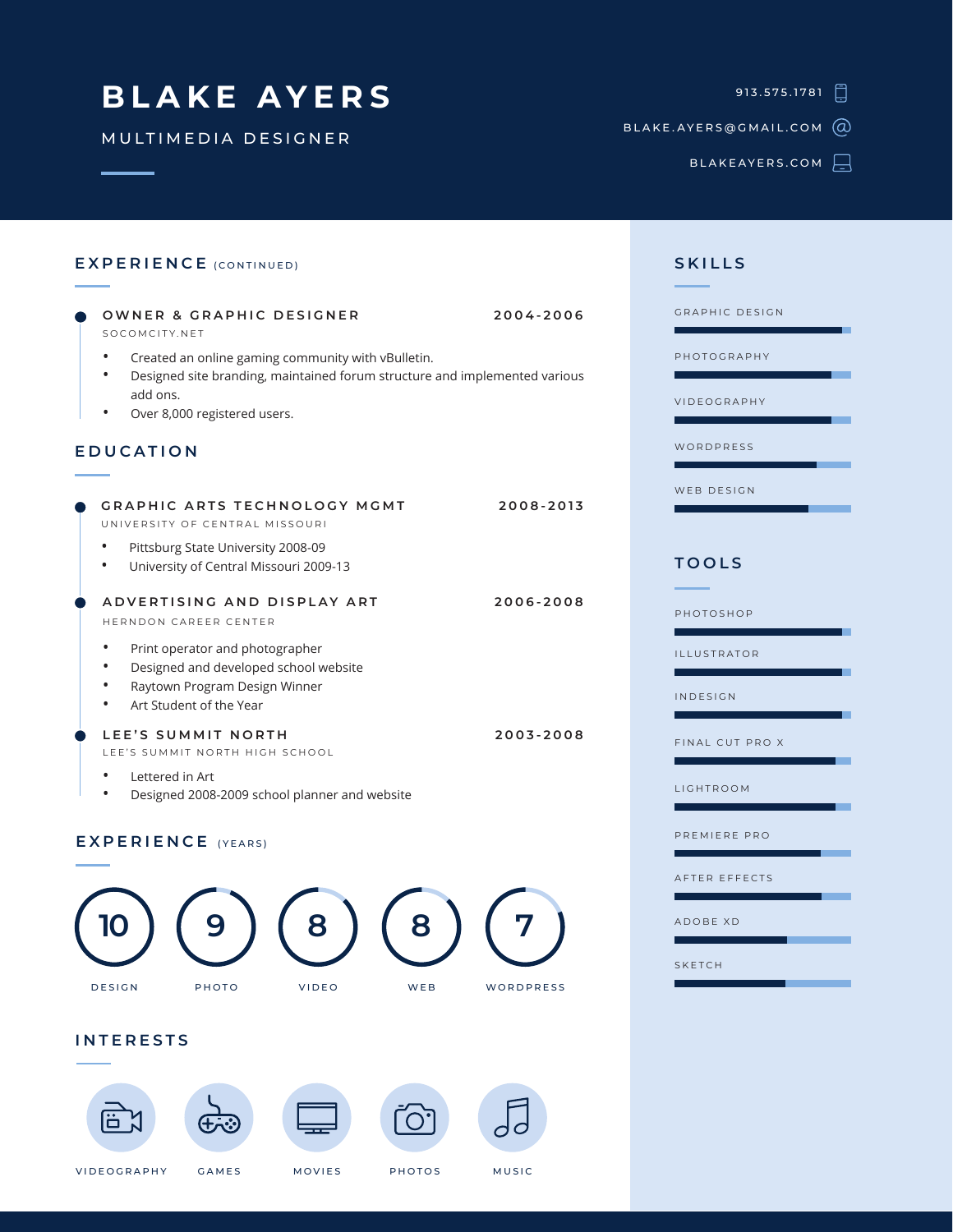# BLAKE AYERS

MULTIMEDIA DESIGNER

913.575.1781

BLAKE.AYERS@GMAIL.COM

BLAKEAYERS.COM

## EXPERIENCE (CONTINUED)

### OWNER & GRAPHIC DESIGNER — 2004-2006

SOCOMCITY.NET

- Created an online gaming community with vBulletin.
- Designed site branding, maintained forum structure and implemented various add ons.
- Over 8,000 registered users.

## EDUCATION

### GRAPHIC ARTS TECHNOLOGY MGMT — 2008-2013

UNIVERSITY OF CENTRAL MISSOURI

- Pittsburg State University 2008-09
- University of Central Missouri 2009-13

### ADVERTISING AND DISPLAY ART — 2006-2008

HERNDON CAREER CENTER

- Print operator and photographer
- Designed and developed school website
- Raytown Program Design Winner
- Art Student of the Year

### LEE'S SUMMIT NORTH — 2003-2008

LEE'S SUMMIT NORTH HIGH SCHOOL

- Lettered in Art
- Designed 2008-2009 school planner and website

## EXPERIENCE (YEARS)

10 DESIGN

9 PHOTO

8 VIDEO

8 WEB

7 WORDPRESS

## INTERESTS

VIDEOGRAPHY

GAMES

MOVIES

PHOTOS

MUSIC

## SKILLS

GRAPHIC DESIGN

PHOTOGRAPHY

VIDEOGRAPHY

WORDPRESS

WEB DESIGN

## TOOLS

PHOTOSHOP

ILLUSTRATOR

INDESIGN

FINAL CUT PRO X

LIGHTROOM

PREMIERE PRO

AFTER EFFECTS

ADOBE XD

SKETCH